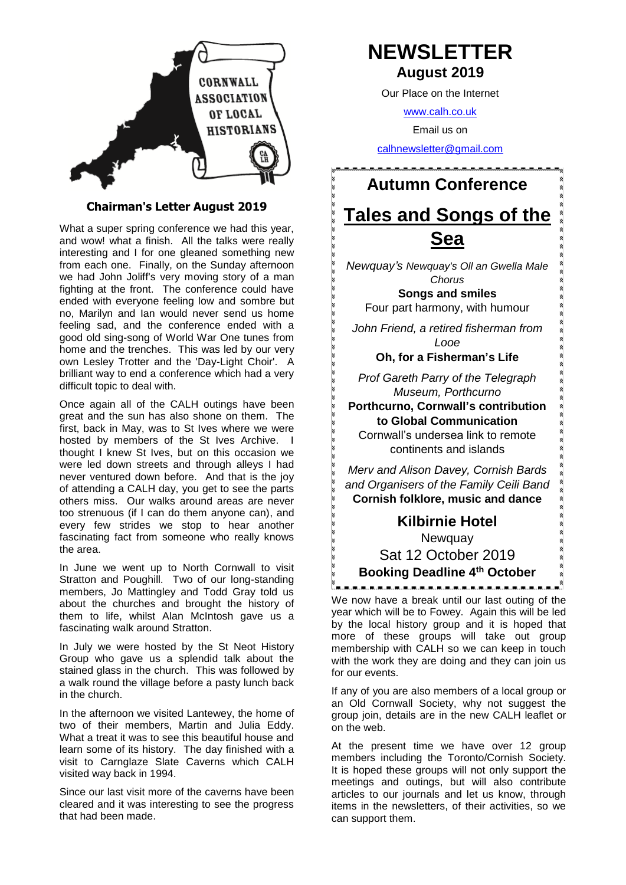# NEWSLETTER

**August 2019**

Our Place on the Internet

www.calh.co.uk

Email us on

calhnewsletter@gmail.com

## Chairman's Letter August 2019

What a super spring conference we had this year, and wow! what a finish. All the talks were really interesting and I for one gleaned something new from each one. Finally, on the Sunday afternoon we had John Joliff's very moving story of a man fighting at the front. The conference could have ended with everyone feeling low and sombre but no, Marilyn and Ian would never send us home feeling sad, and the conference ended with a good old sing-song of World War One tunes from home and the trenches. This was led by our very own Lesley Trotter and the 'Day-Light Choir'. A brilliant way to end a conference which had a very difficult topic to deal with.

Once again all of the CALH outings have been great and the sun has also shone on them. The first, back in May, was to St Ives where we were hosted by members of the St Ives Archive. I thought I knew St Ives, but on this occasion we were led down streets and through alleys I had never ventured down before. And that is the joy of attending a CALH day, you get to see the parts others miss. Our walks around areas are never too strenuous (if I can do them anyone can), and every few strides we stop to hear another fascinating fact from someone who really knows the area.

In June we went up to North Cornwall to visit Stratton and Poughill. Two of our long-standing members, Jo Mattingley and Todd Gray told us about the churches and brought the history of them to life, whilst Alan McIntosh gave us a fascinating walk around Stratton.

In July we were hosted by the St Neot History Group who gave us a splendid talk about the stained glass in the church. This was followed by a walk round the village before a pasty lunch back in the church.

In the afternoon we visited Lantewey, the home of two of their members, Martin and Julia Eddy. What a treat it was to see this beautiful house and learn some of its history. The day finished with a visit to Carnglaze Slate Caverns which CALH visited way back in 1994.

Since our last visit more of the caverns have been cleared and it was interesting to see the progress that had been made.

## Autumn Conference

## Tales and Songs of the Sea

*Newquay's Newquay's Oll an Gwella Male Chorus*
**Songs and smiles**
Four part harmony, with humour

*John Friend, a retired fisherman from Looe*
**Oh, for a Fisherman's Life**

*Prof Gareth Parry of the Telegraph Museum, Porthcurno*
**Porthcurno, Cornwall's contribution to Global Communication**
Cornwall's undersea link to remote continents and islands

*Merv and Alison Davey, Cornish Bards and Organisers of the Family Ceili Band*
**Cornish folklore, music and dance**

**Kilbirnie Hotel**
Newquay
Sat 12 October 2019
**Booking Deadline 4th October**

We now have a break until our last outing of the year which will be to Fowey. Again this will be led by the local history group and it is hoped that more of these groups will take out group membership with CALH so we can keep in touch with the work they are doing and they can join us for our events.

If any of you are also members of a local group or an Old Cornwall Society, why not suggest the group join, details are in the new CALH leaflet or on the web.

At the present time we have over 12 group members including the Toronto/Cornish Society. It is hoped these groups will not only support the meetings and outings, but will also contribute articles to our journals and let us know, through items in the newsletters, of their activities, so we can support them.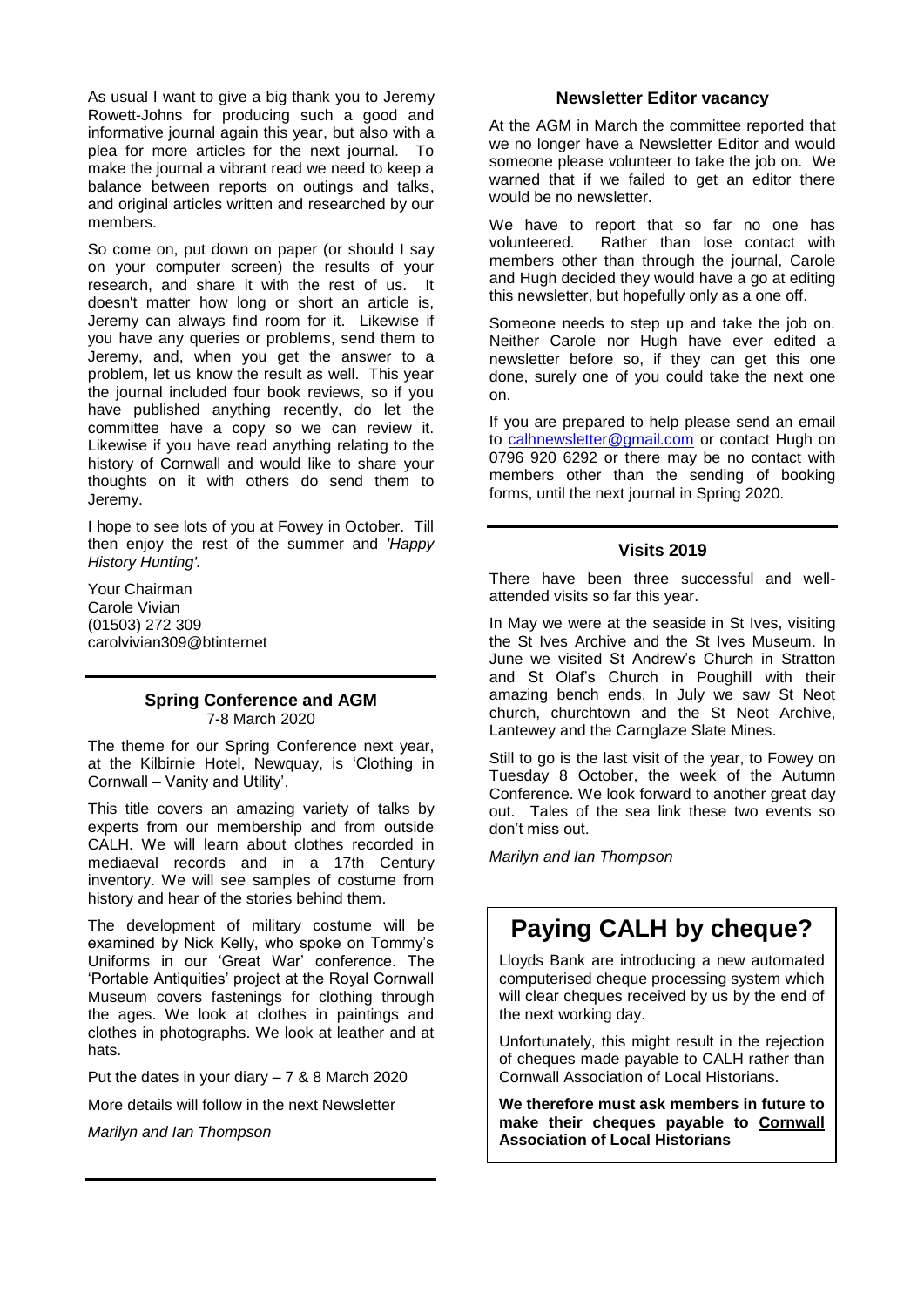As usual I want to give a big thank you to Jeremy Rowett-Johns for producing such a good and informative journal again this year, but also with a plea for more articles for the next journal. To make the journal a vibrant read we need to keep a balance between reports on outings and talks, and original articles written and researched by our members.

So come on, put down on paper (or should I say on your computer screen) the results of your research, and share it with the rest of us. It doesn't matter how long or short an article is, Jeremy can always find room for it. Likewise if you have any queries or problems, send them to Jeremy, and, when you get the answer to a problem, let us know the result as well. This year the journal included four book reviews, so if you have published anything recently, do let the committee have a copy so we can review it. Likewise if you have read anything relating to the history of Cornwall and would like to share your thoughts on it with others do send them to Jeremy.

I hope to see lots of you at Fowey in October. Till then enjoy the rest of the summer and *'Happy History Hunting'.*

Your Chairman
Carole Vivian
(01503) 272 309
carolvivian309@btinternet

### Spring Conference and AGM

7-8 March 2020

The theme for our Spring Conference next year, at the Kilbirnie Hotel, Newquay, is 'Clothing in Cornwall – Vanity and Utility'.

This title covers an amazing variety of talks by experts from our membership and from outside CALH. We will learn about clothes recorded in mediaeval records and in a 17th Century inventory. We will see samples of costume from history and hear of the stories behind them.

The development of military costume will be examined by Nick Kelly, who spoke on Tommy's Uniforms in our 'Great War' conference. The 'Portable Antiquities' project at the Royal Cornwall Museum covers fastenings for clothing through the ages. We look at clothes in paintings and clothes in photographs. We look at leather and at hats.

Put the dates in your diary – 7 & 8 March 2020

More details will follow in the next Newsletter

*Marilyn and Ian Thompson*

### Newsletter Editor vacancy

At the AGM in March the committee reported that we no longer have a Newsletter Editor and would someone please volunteer to take the job on. We warned that if we failed to get an editor there would be no newsletter.

We have to report that so far no one has volunteered. Rather than lose contact with members other than through the journal, Carole and Hugh decided they would have a go at editing this newsletter, but hopefully only as a one off.

Someone needs to step up and take the job on. Neither Carole nor Hugh have ever edited a newsletter before so, if they can get this one done, surely one of you could take the next one on.

If you are prepared to help please send an email to calhnewsletter@gmail.com or contact Hugh on 0796 920 6292 or there may be no contact with members other than the sending of booking forms, until the next journal in Spring 2020.

### Visits 2019

There have been three successful and well-attended visits so far this year.

In May we were at the seaside in St Ives, visiting the St Ives Archive and the St Ives Museum. In June we visited St Andrew's Church in Stratton and St Olaf's Church in Poughill with their amazing bench ends. In July we saw St Neot church, churchtown and the St Neot Archive, Lantewey and the Carnglaze Slate Mines.

Still to go is the last visit of the year, to Fowey on Tuesday 8 October, the week of the Autumn Conference. We look forward to another great day out. Tales of the sea link these two events so don't miss out.

*Marilyn and Ian Thompson*

## Paying CALH by cheque?

Lloyds Bank are introducing a new automated computerised cheque processing system which will clear cheques received by us by the end of the next working day.

Unfortunately, this might result in the rejection of cheques made payable to CALH rather than Cornwall Association of Local Historians.

**We therefore must ask members in future to make their cheques payable to Cornwall Association of Local Historians**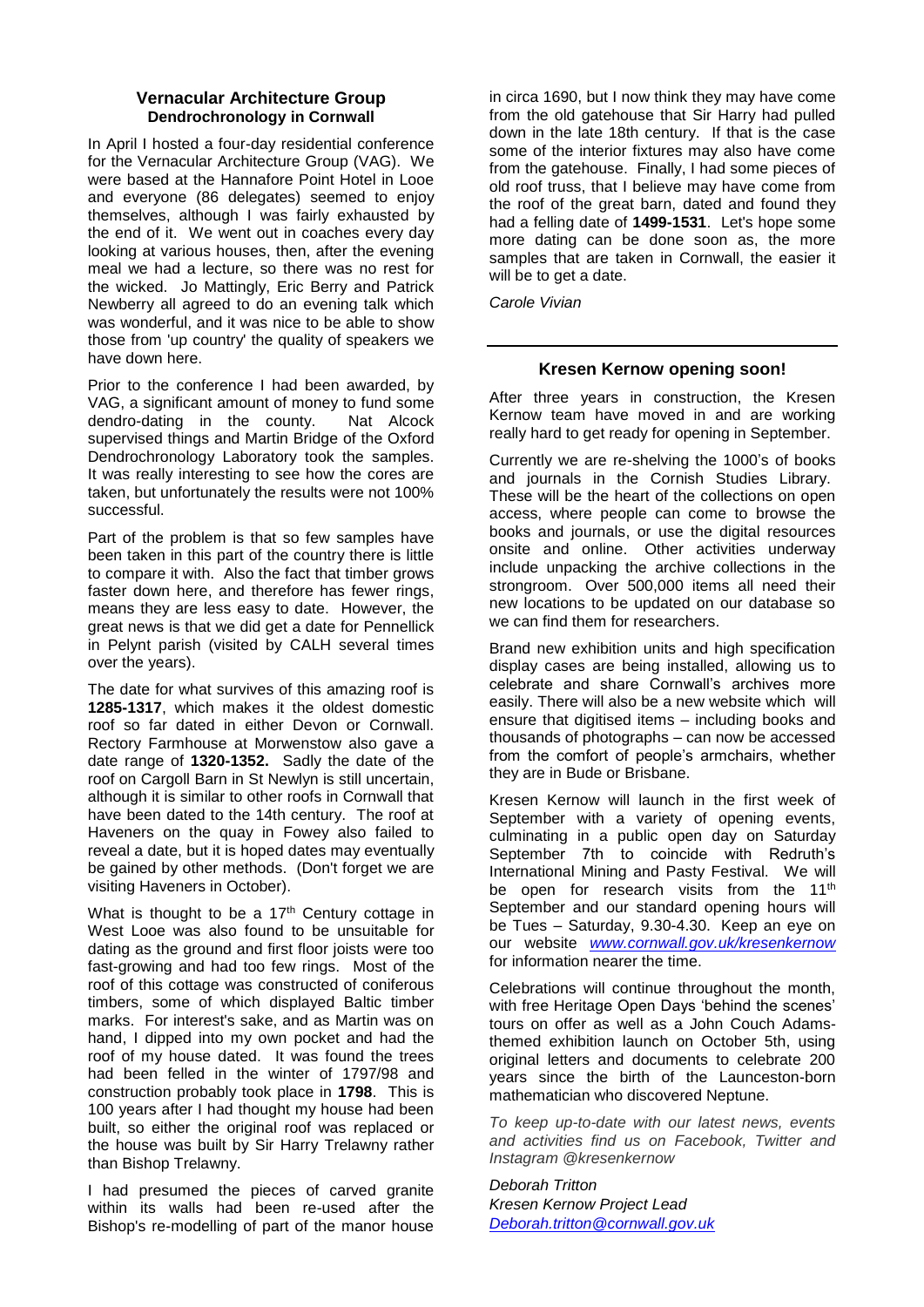## Vernacular Architecture Group

### Dendrochronology in Cornwall

In April I hosted a four-day residential conference for the Vernacular Architecture Group (VAG). We were based at the Hannafore Point Hotel in Looe and everyone (86 delegates) seemed to enjoy themselves, although I was fairly exhausted by the end of it. We went out in coaches every day looking at various houses, then, after the evening meal we had a lecture, so there was no rest for the wicked. Jo Mattingly, Eric Berry and Patrick Newberry all agreed to do an evening talk which was wonderful, and it was nice to be able to show those from 'up country' the quality of speakers we have down here.

Prior to the conference I had been awarded, by VAG, a significant amount of money to fund some dendro-dating in the county. Nat Alcock supervised things and Martin Bridge of the Oxford Dendrochronology Laboratory took the samples. It was really interesting to see how the cores are taken, but unfortunately the results were not 100% successful.

Part of the problem is that so few samples have been taken in this part of the country there is little to compare it with. Also the fact that timber grows faster down here, and therefore has fewer rings, means they are less easy to date. However, the great news is that we did get a date for Pennellick in Pelynt parish (visited by CALH several times over the years).

The date for what survives of this amazing roof is **1285-1317**, which makes it the oldest domestic roof so far dated in either Devon or Cornwall. Rectory Farmhouse at Morwenstow also gave a date range of **1320-1352.** Sadly the date of the roof on Cargoll Barn in St Newlyn is still uncertain, although it is similar to other roofs in Cornwall that have been dated to the 14th century. The roof at Haveners on the quay in Fowey also failed to reveal a date, but it is hoped dates may eventually be gained by other methods. (Don't forget we are visiting Haveners in October).

What is thought to be a 17th Century cottage in West Looe was also found to be unsuitable for dating as the ground and first floor joists were too fast-growing and had too few rings. Most of the roof of this cottage was constructed of coniferous timbers, some of which displayed Baltic timber marks. For interest's sake, and as Martin was on hand, I dipped into my own pocket and had the roof of my house dated. It was found the trees had been felled in the winter of 1797/98 and construction probably took place in **1798**. This is 100 years after I had thought my house had been built, so either the original roof was replaced or the house was built by Sir Harry Trelawny rather than Bishop Trelawny.

I had presumed the pieces of carved granite within its walls had been re-used after the Bishop's re-modelling of part of the manor house in circa 1690, but I now think they may have come from the old gatehouse that Sir Harry had pulled down in the late 18th century. If that is the case some of the interior fixtures may also have come from the gatehouse. Finally, I had some pieces of old roof truss, that I believe may have come from the roof of the great barn, dated and found they had a felling date of **1499-1531**. Let's hope some more dating can be done soon as, the more samples that are taken in Cornwall, the easier it will be to get a date.

*Carole Vivian*

---

## Kresen Kernow opening soon!

After three years in construction, the Kresen Kernow team have moved in and are working really hard to get ready for opening in September.

Currently we are re-shelving the 1000's of books and journals in the Cornish Studies Library. These will be the heart of the collections on open access, where people can come to browse the books and journals, or use the digital resources onsite and online. Other activities underway include unpacking the archive collections in the strongroom. Over 500,000 items all need their new locations to be updated on our database so we can find them for researchers.

Brand new exhibition units and high specification display cases are being installed, allowing us to celebrate and share Cornwall's archives more easily. There will also be a new website which will ensure that digitised items – including books and thousands of photographs – can now be accessed from the comfort of people's armchairs, whether they are in Bude or Brisbane.

Kresen Kernow will launch in the first week of September with a variety of opening events, culminating in a public open day on Saturday September 7th to coincide with Redruth's International Mining and Pasty Festival. We will be open for research visits from the 11th September and our standard opening hours will be Tues – Saturday, 9.30-4.30. Keep an eye on our website *www.cornwall.gov.uk/kresenkernow* for information nearer the time.

Celebrations will continue throughout the month, with free Heritage Open Days 'behind the scenes' tours on offer as well as a John Couch Adams-themed exhibition launch on October 5th, using original letters and documents to celebrate 200 years since the birth of the Launceston-born mathematician who discovered Neptune.

*To keep up-to-date with our latest news, events and activities find us on Facebook, Twitter and Instagram @kresenkernow*

*Deborah Tritton*
*Kresen Kernow Project Lead*
*Deborah.tritton@cornwall.gov.uk*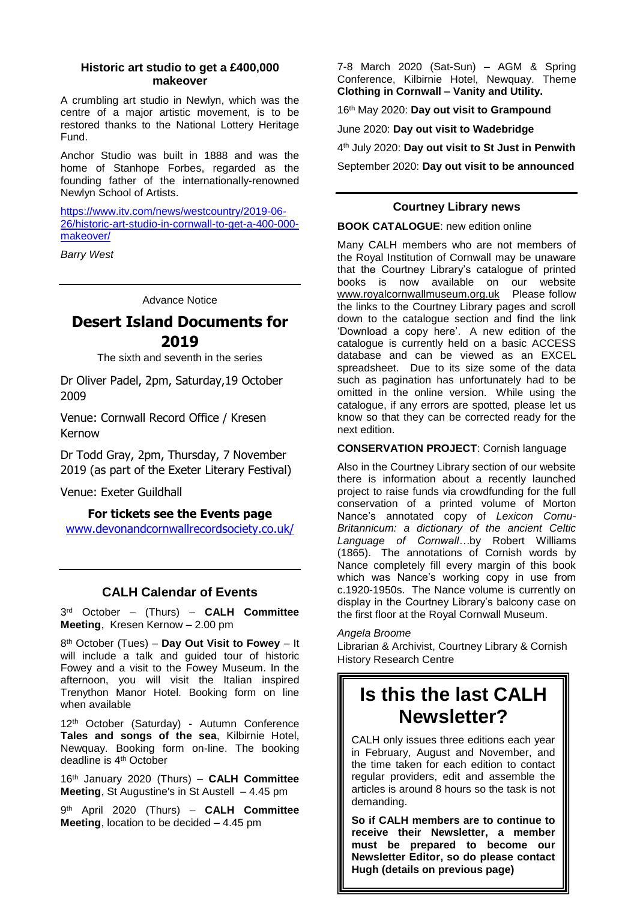### Historic art studio to get a £400,000 makeover

A crumbling art studio in Newlyn, which was the centre of a major artistic movement, is to be restored thanks to the National Lottery Heritage Fund.

Anchor Studio was built in 1888 and was the home of Stanhope Forbes, regarded as the founding father of the internationally-renowned Newlyn School of Artists.

https://www.itv.com/news/westcountry/2019-06-26/historic-art-studio-in-cornwall-to-get-a-400-000-makeover/

*Barry West*

---

Advance Notice

## Desert Island Documents for 2019

The sixth and seventh in the series

Dr Oliver Padel, 2pm, Saturday,19 October 2009

Venue: Cornwall Record Office / Kresen Kernow

Dr Todd Gray, 2pm, Thursday, 7 November 2019 (as part of the Exeter Literary Festival)

Venue: Exeter Guildhall

**For tickets see the Events page**
www.devonandcornwallrecordsociety.co.uk/

---

### CALH Calendar of Events

3rd October – (Thurs) – **CALH Committee Meeting**, Kresen Kernow – 2.00 pm

8th October (Tues) – **Day Out Visit to Fowey** – It will include a talk and guided tour of historic Fowey and a visit to the Fowey Museum. In the afternoon, you will visit the Italian inspired Trenython Manor Hotel. Booking form on line when available

12th October (Saturday) - Autumn Conference **Tales and songs of the sea**, Kilbirnie Hotel, Newquay. Booking form on-line. The booking deadline is 4th October

16th January 2020 (Thurs) – **CALH Committee Meeting**, St Augustine's in St Austell – 4.45 pm

9th April 2020 (Thurs) – **CALH Committee Meeting**, location to be decided – 4.45 pm

7-8 March 2020 (Sat-Sun) – AGM & Spring Conference, Kilbirnie Hotel, Newquay. Theme **Clothing in Cornwall – Vanity and Utility.**

16th May 2020: **Day out visit to Grampound**

June 2020: **Day out visit to Wadebridge**

4th July 2020: **Day out visit to St Just in Penwith**

September 2020: **Day out visit to be announced**

---

### Courtney Library news

**BOOK CATALOGUE**: new edition online

Many CALH members who are not members of the Royal Institution of Cornwall may be unaware that the Courtney Library's catalogue of printed books is now available on our website www.royalcornwallmuseum.org.uk Please follow the links to the Courtney Library pages and scroll down to the catalogue section and find the link 'Download a copy here'. A new edition of the catalogue is currently held on a basic ACCESS database and can be viewed as an EXCEL spreadsheet. Due to its size some of the data such as pagination has unfortunately had to be omitted in the online version. While using the catalogue, if any errors are spotted, please let us know so that they can be corrected ready for the next edition.

**CONSERVATION PROJECT**: Cornish language

Also in the Courtney Library section of our website there is information about a recently launched project to raise funds via crowdfunding for the full conservation of a printed volume of Morton Nance's annotated copy of *Lexicon Cornu-Britannicum: a dictionary of the ancient Celtic Language of Cornwall*…by Robert Williams (1865). The annotations of Cornish words by Nance completely fill every margin of this book which was Nance's working copy in use from c.1920-1950s. The Nance volume is currently on display in the Courtney Library's balcony case on the first floor at the Royal Cornwall Museum.

*Angela Broome*
Librarian & Archivist, Courtney Library & Cornish History Research Centre

---

## Is this the last CALH Newsletter?

CALH only issues three editions each year in February, August and November, and the time taken for each edition to contact regular providers, edit and assemble the articles is around 8 hours so the task is not demanding.

**So if CALH members are to continue to receive their Newsletter, a member must be prepared to become our Newsletter Editor, so do please contact Hugh (details on previous page)**